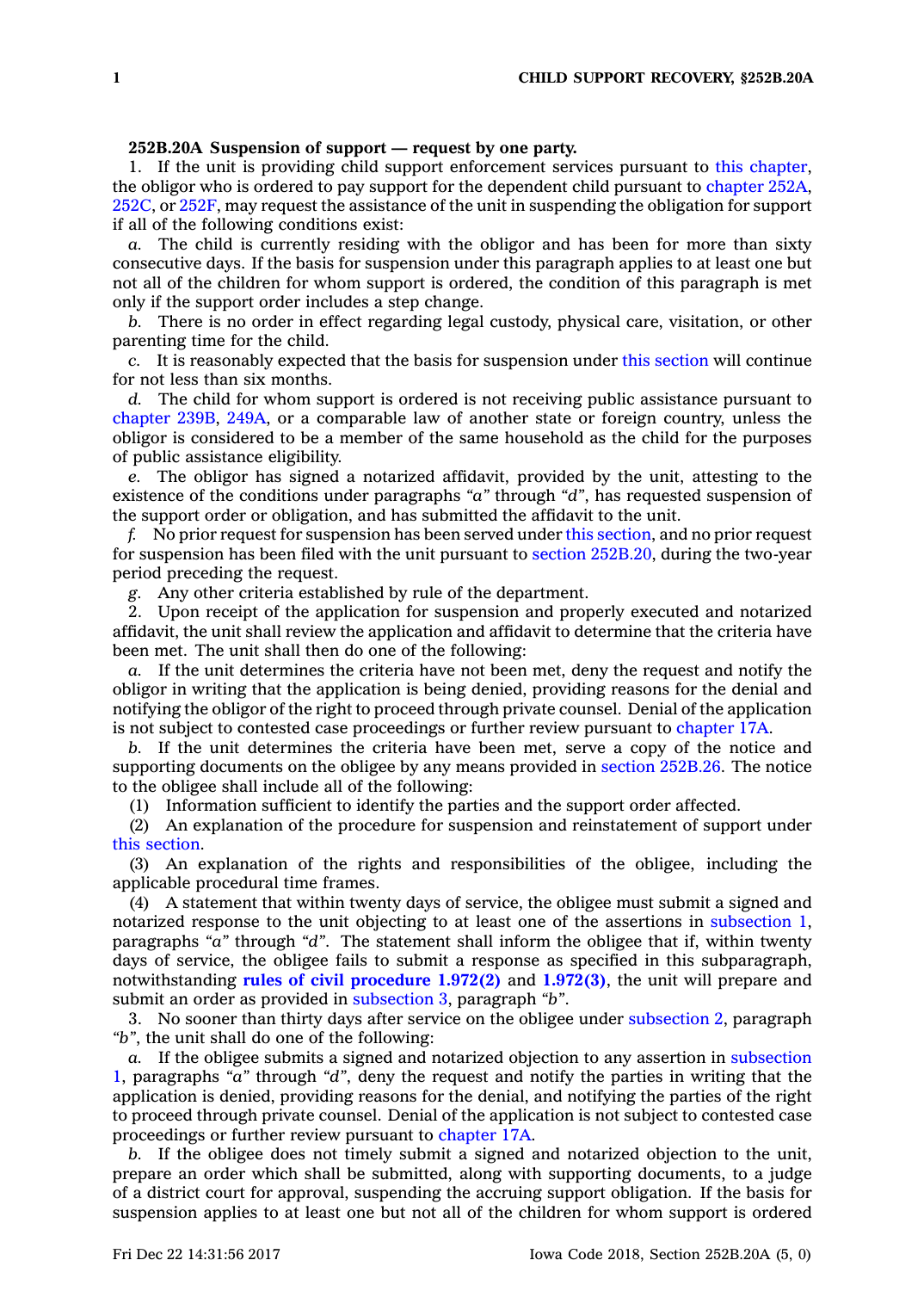**252B.20A Suspension of support — request by one party.**

1. If the unit is providing child support enforcement services pursuant to this chapter, the obligor who is ordered to pay support for the dependent child pursuant to chapter 252A, 252C, or 252F, may request the assistance of the unit in suspending the obligation for support if all of the following conditions exist:

*a.* The child is currently residing with the obligor and has been for more than sixty consecutive days. If the basis for suspension under this paragraph applies to at least one but not all of the children for whom support is ordered, the condition of this paragraph is met only if the support order includes a step change.

*b.* There is no order in effect regarding legal custody, physical care, visitation, or other parenting time for the child.

*c.* It is reasonably expected that the basis for suspension under this section will continue for not less than six months.

*d.* The child for whom support is ordered is not receiving public assistance pursuant to chapter 239B, 249A, or a comparable law of another state or foreign country, unless the obligor is considered to be a member of the same household as the child for the purposes of public assistance eligibility.

*e.* The obligor has signed a notarized affidavit, provided by the unit, attesting to the existence of the conditions under paragraphs *"a"* through *"d"*, has requested suspension of the support order or obligation, and has submitted the affidavit to the unit.

*f.* No prior request for suspension has been served under this section, and no prior request for suspension has been filed with the unit pursuant to section 252B.20, during the two-year period preceding the request.

*g.* Any other criteria established by rule of the department.

2. Upon receipt of the application for suspension and properly executed and notarized affidavit, the unit shall review the application and affidavit to determine that the criteria have been met. The unit shall then do one of the following:

*a.* If the unit determines the criteria have not been met, deny the request and notify the obligor in writing that the application is being denied, providing reasons for the denial and notifying the obligor of the right to proceed through private counsel. Denial of the application is not subject to contested case proceedings or further review pursuant to chapter 17A.

*b.* If the unit determines the criteria have been met, serve a copy of the notice and supporting documents on the obligee by any means provided in section 252B.26. The notice to the obligee shall include all of the following:

(1) Information sufficient to identify the parties and the support order affected.

(2) An explanation of the procedure for suspension and reinstatement of support under this section.

(3) An explanation of the rights and responsibilities of the obligee, including the applicable procedural time frames.

(4) A statement that within twenty days of service, the obligee must submit a signed and notarized response to the unit objecting to at least one of the assertions in subsection 1, paragraphs *"a"* through *"d"*. The statement shall inform the obligee that if, within twenty days of service, the obligee fails to submit a response as specified in this subparagraph, notwithstanding **rules of civil procedure 1.972(2)** and **1.972(3)**, the unit will prepare and submit an order as provided in subsection 3, paragraph *"b"*.

3. No sooner than thirty days after service on the obligee under subsection 2, paragraph *"b"*, the unit shall do one of the following:

*a.* If the obligee submits a signed and notarized objection to any assertion in subsection 1, paragraphs *"a"* through *"d"*, deny the request and notify the parties in writing that the application is denied, providing reasons for the denial, and notifying the parties of the right to proceed through private counsel. Denial of the application is not subject to contested case proceedings or further review pursuant to chapter 17A.

*b.* If the obligee does not timely submit a signed and notarized objection to the unit, prepare an order which shall be submitted, along with supporting documents, to a judge of a district court for approval, suspending the accruing support obligation. If the basis for suspension applies to at least one but not all of the children for whom support is ordered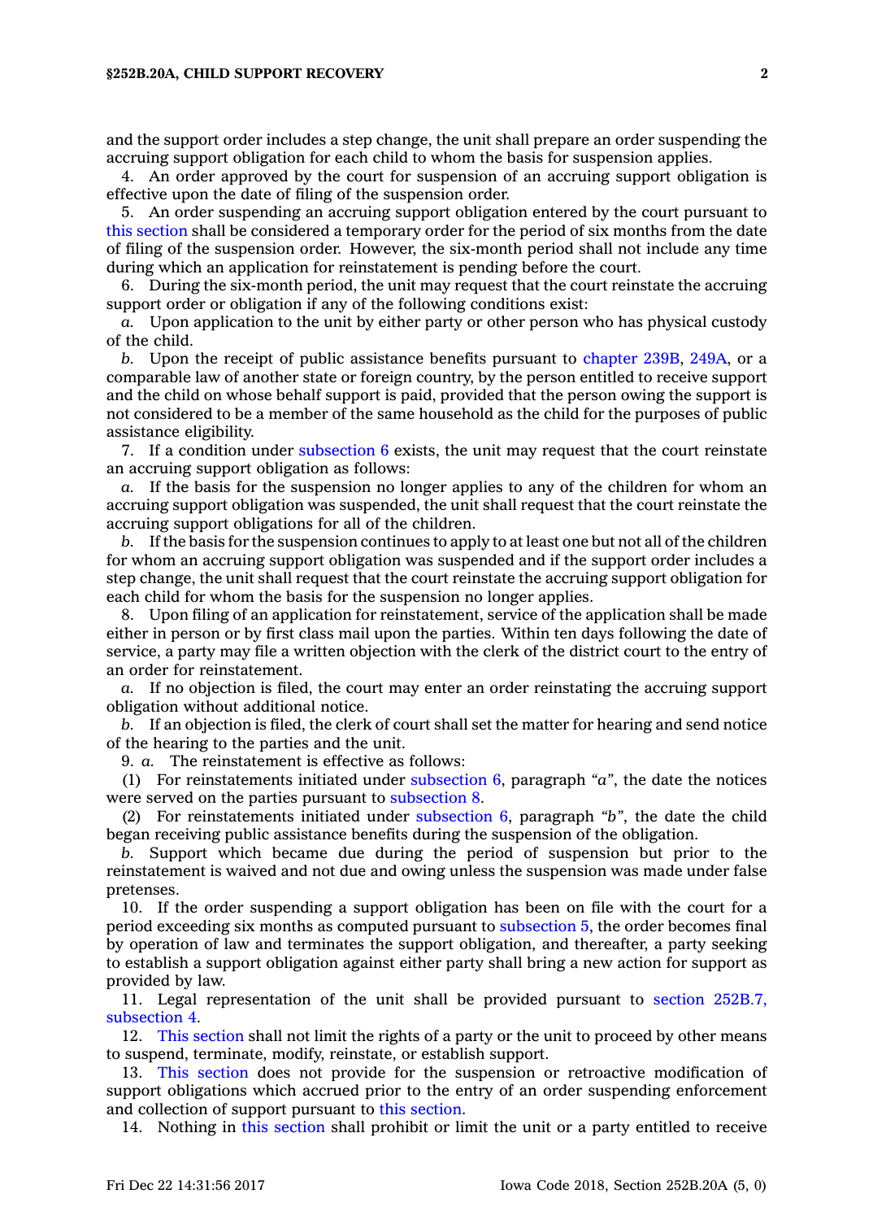and the support order includes a step change, the unit shall prepare an order suspending the accruing support obligation for each child to whom the basis for suspension applies.

4. An order approved by the court for suspension of an accruing support obligation is effective upon the date of filing of the suspension order.

5. An order suspending an accruing support obligation entered by the court pursuant to this section shall be considered a temporary order for the period of six months from the date of filing of the suspension order. However, the six-month period shall not include any time during which an application for reinstatement is pending before the court.

6. During the six-month period, the unit may request that the court reinstate the accruing support order or obligation if any of the following conditions exist:

*a.* Upon application to the unit by either party or other person who has physical custody of the child.

*b.* Upon the receipt of public assistance benefits pursuant to chapter 239B, 249A, or a comparable law of another state or foreign country, by the person entitled to receive support and the child on whose behalf support is paid, provided that the person owing the support is not considered to be a member of the same household as the child for the purposes of public assistance eligibility.

7. If a condition under subsection 6 exists, the unit may request that the court reinstate an accruing support obligation as follows:

*a.* If the basis for the suspension no longer applies to any of the children for whom an accruing support obligation was suspended, the unit shall request that the court reinstate the accruing support obligations for all of the children.

*b.* If the basis for the suspension continues to apply to at least one but not all of the children for whom an accruing support obligation was suspended and if the support order includes a step change, the unit shall request that the court reinstate the accruing support obligation for each child for whom the basis for the suspension no longer applies.

8. Upon filing of an application for reinstatement, service of the application shall be made either in person or by first class mail upon the parties. Within ten days following the date of service, a party may file a written objection with the clerk of the district court to the entry of an order for reinstatement.

*a.* If no objection is filed, the court may enter an order reinstating the accruing support obligation without additional notice.

*b.* If an objection is filed, the clerk of court shall set the matter for hearing and send notice of the hearing to the parties and the unit.

9. *a.* The reinstatement is effective as follows:

(1) For reinstatements initiated under subsection 6, paragraph *"a"*, the date the notices were served on the parties pursuant to subsection 8.

(2) For reinstatements initiated under subsection 6, paragraph *"b"*, the date the child began receiving public assistance benefits during the suspension of the obligation.

*b.* Support which became due during the period of suspension but prior to the reinstatement is waived and not due and owing unless the suspension was made under false pretenses.

10. If the order suspending a support obligation has been on file with the court for a period exceeding six months as computed pursuant to subsection 5, the order becomes final by operation of law and terminates the support obligation, and thereafter, a party seeking to establish a support obligation against either party shall bring a new action for support as provided by law.

11. Legal representation of the unit shall be provided pursuant to section 252B.7, subsection 4.

12. This section shall not limit the rights of a party or the unit to proceed by other means to suspend, terminate, modify, reinstate, or establish support.

13. This section does not provide for the suspension or retroactive modification of support obligations which accrued prior to the entry of an order suspending enforcement and collection of support pursuant to this section.

14. Nothing in this section shall prohibit or limit the unit or a party entitled to receive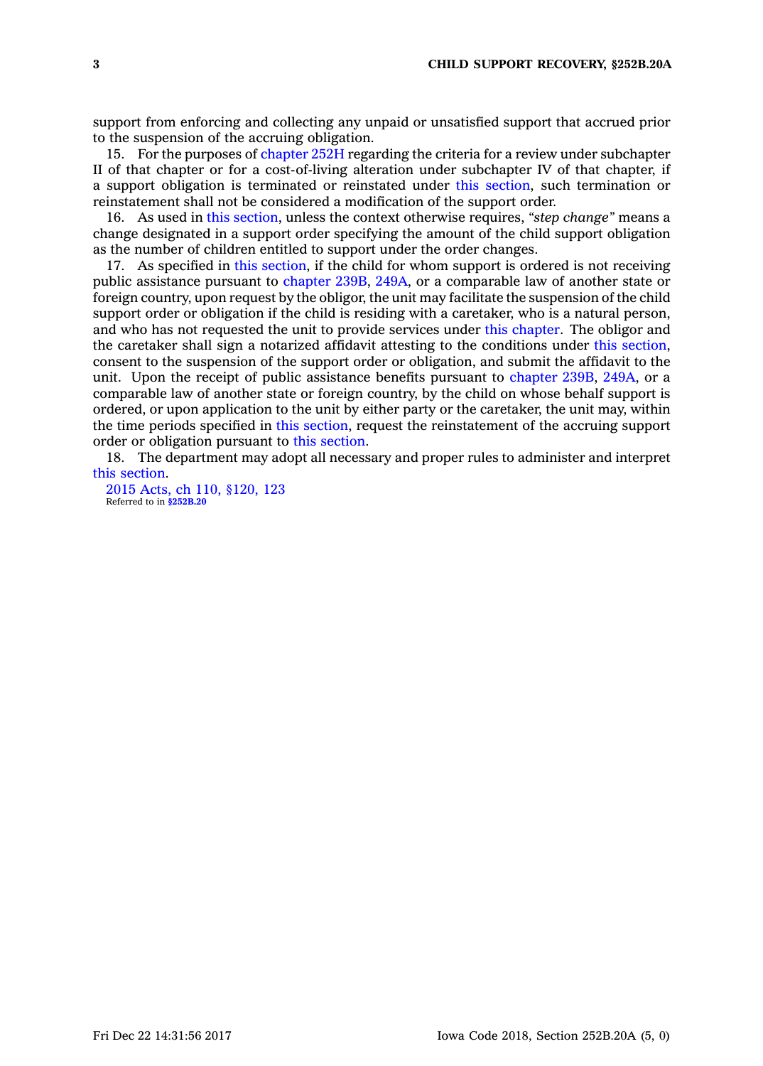support from enforcing and collecting any unpaid or unsatisfied support that accrued prior to the suspension of the accruing obligation.

15. For the purposes of chapter 252H regarding the criteria for a review under subchapter II of that chapter or for a cost-of-living alteration under subchapter IV of that chapter, if a support obligation is terminated or reinstated under this section, such termination or reinstatement shall not be considered a modification of the support order.

16. As used in this section, unless the context otherwise requires, *"step change"* means a change designated in a support order specifying the amount of the child support obligation as the number of children entitled to support under the order changes.

17. As specified in this section, if the child for whom support is ordered is not receiving public assistance pursuant to chapter 239B, 249A, or a comparable law of another state or foreign country, upon request by the obligor, the unit may facilitate the suspension of the child support order or obligation if the child is residing with a caretaker, who is a natural person, and who has not requested the unit to provide services under this chapter. The obligor and the caretaker shall sign a notarized affidavit attesting to the conditions under this section, consent to the suspension of the support order or obligation, and submit the affidavit to the unit. Upon the receipt of public assistance benefits pursuant to chapter 239B, 249A, or a comparable law of another state or foreign country, by the child on whose behalf support is ordered, or upon application to the unit by either party or the caretaker, the unit may, within the time periods specified in this section, request the reinstatement of the accruing support order or obligation pursuant to this section.

18. The department may adopt all necessary and proper rules to administer and interpret this section.

2015 Acts, ch 110, §120, 123
Referred to in **§252B.20**